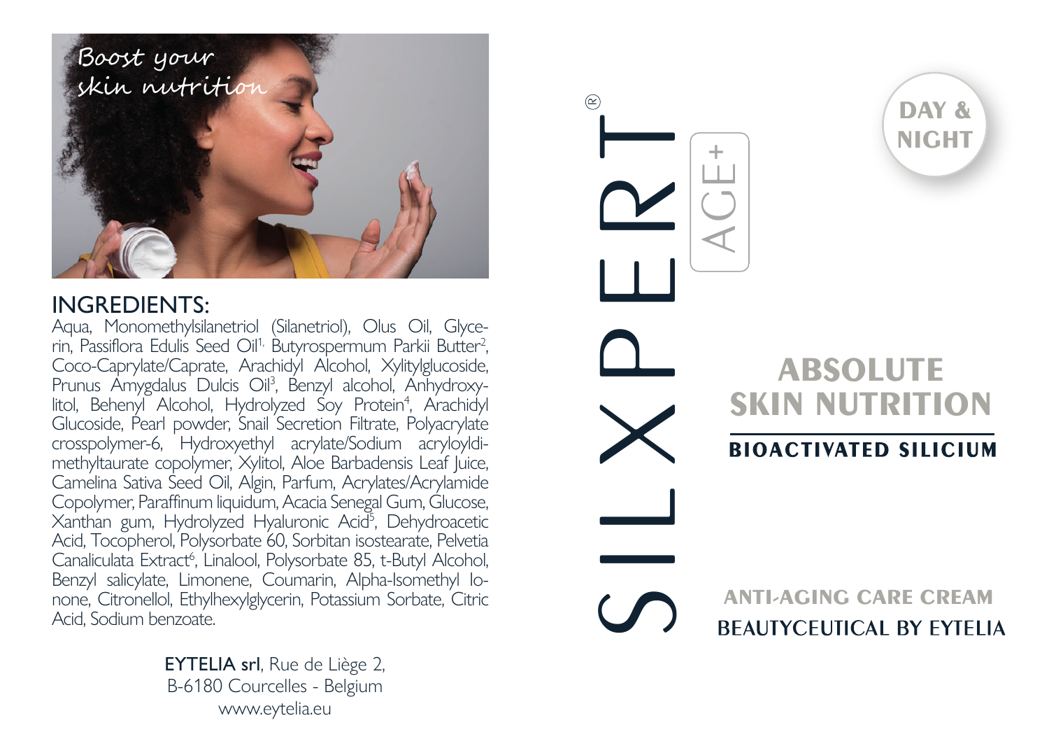Boost your skin nutrition

## INGREDIENTS:

Aqua, Monomethylsilanetriol (Silanetriol), Olus Oil, Glycerin, Passiflora Edulis Seed Oil[1], Butyrospermum Parkii Butter[2], Coco-Caprylate/Caprate, Arachidyl Alcohol, Xylitylglucoside, Prunus Amygdalus Dulcis Oil[3], Benzyl alcohol, Anhydroxylitol, Behenyl Alcohol, Hydrolyzed Soy Protein[4], Arachidyl Glucoside, Pearl powder, Snail Secretion Filtrate, Polyacrylate crosspolymer-6, Hydroxyethyl acrylate/Sodium acryloyldimethyltaurate copolymer, Xylitol, Aloe Barbadensis Leaf Juice, Camelina Sativa Seed Oil, Algin, Parfum, Acrylates/Acrylamide Copolymer, Paraffinum liquidum, Acacia Senegal Gum, Glucose, Xanthan gum, Hydrolyzed Hyaluronic Acid[5], Dehydroacetic Acid, Tocopherol, Polysorbate 60, Sorbitan isostearate, Pelvetia Canaliculata Extract[6], Linalool, Polysorbate 85, t-Butyl Alcohol, Benzyl salicylate, Limonene, Coumarin, Alpha-Isomethyl Ionone, Citronellol, Ethylhexylglycerin, Potassium Sorbate, Citric Acid, Sodium benzoate.

**EYTELIA srl**, Rue de Liège 2,
B-6180 Courcelles - Belgium
www.eytelia.eu

# SILXPERT® AGE+

**DAY & NIGHT**

## ABSOLUTE SKIN NUTRITION

**BIOACTIVATED SILICIUM**

**ANTI-AGING CARE CREAM**

BEAUTYCEUTICAL BY EYTELIA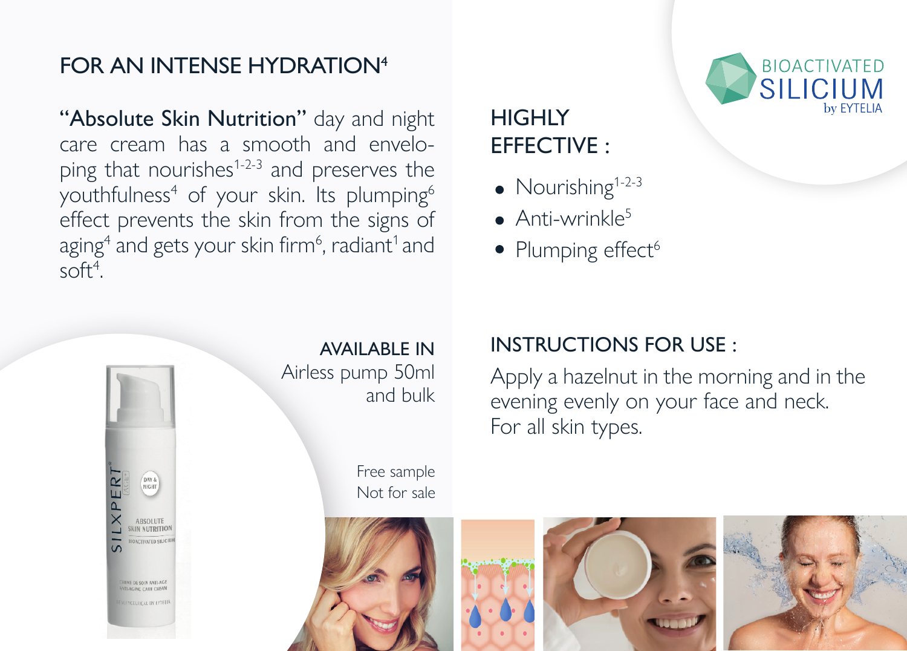## FOR AN INTENSE HYDRATION[4]

**"Absolute Skin Nutrition"** day and night care cream has a smooth and enveloping that nourishes[1-2-3] and preserves the youthfulness[4] of your skin. Its plumping[6] effect prevents the skin from the signs of aging[4] and gets your skin firm[6], radiant[1] and soft[4].

BIOACTIVATED SILICIUM by EYTELIA

## HIGHLY EFFECTIVE :

- Nourishing[1-2-3]
- Anti-wrinkle[5]
- Plumping effect[6]

## AVAILABLE IN

Airless pump 50ml and bulk

Free sample
Not for sale

## INSTRUCTIONS FOR USE :

Apply a hazelnut in the morning and in the evening evenly on your face and neck.
For all skin types.